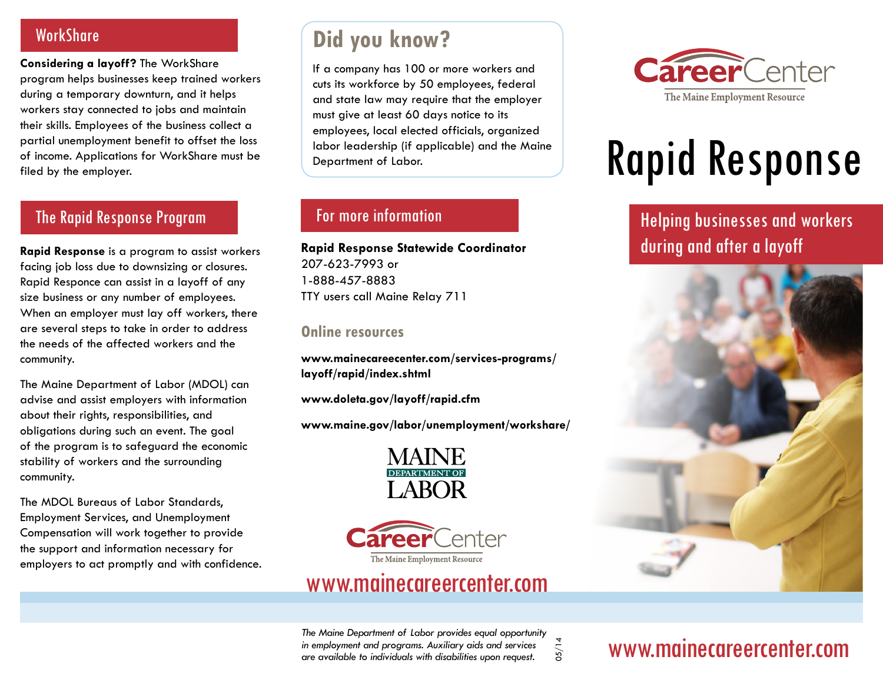## WorkShare

**Considering a layoff?** The WorkShare program helps businesses keep trained workers during a temporary downturn, and it helps workers stay connected to jobs and maintain their skills. Employees of the business collect a partial unemployment benefit to offset the loss of income. Applications for WorkShare must be filed by the employer.

## The Rapid Response Program

**Rapid Response** is a program to assist workers facing job loss due to downsizing or closures. Rapid Responce can assist in a layoff of any size business or any number of employees. When an employer must lay off workers, there are several steps to take in order to address the needs of the affected workers and the community.

The Maine Department of Labor (MDOL) can advise and assist employers with information about their rights, responsibilities, and obligations during such an event. The goal of the program is to safeguard the economic stability of workers and the surrounding community.

The MDOL Bureaus of Labor Standards, Employment Services, and Unemployment Compensation will work together to provide the support and information necessary for employers to act promptly and with confidence.

## Did you know?

If a company has 100 or more workers and cuts its workforce by 50 employees, federal and state law may require that the employer must give at least 60 days notice to its employees, local elected officials, organized labor leadership (if applicable) and the Maine Department of Labor.

## For more information

**Rapid Response Statewide Coordinator**
207-623-7993 or
1-888-457-8883
TTY users call Maine Relay 711

### Online resources

**www.mainecareecenter.com/services-programs/layoff/rapid/index.shtml**

**www.doleta.gov/layoff/rapid.cfm**

**www.maine.gov/labor/unemployment/workshare/**

MAINE DEPARTMENT OF LABOR

CareerCenter
The Maine Employment Resource

www.mainecareercenter.com

*The Maine Department of Labor provides equal opportunity in employment and programs. Auxiliary aids and services are available to individuals with disabilities upon request.*

05/14

CareerCenter
The Maine Employment Resource

# Rapid Response

## Helping businesses and workers during and after a layoff

www.mainecareercenter.com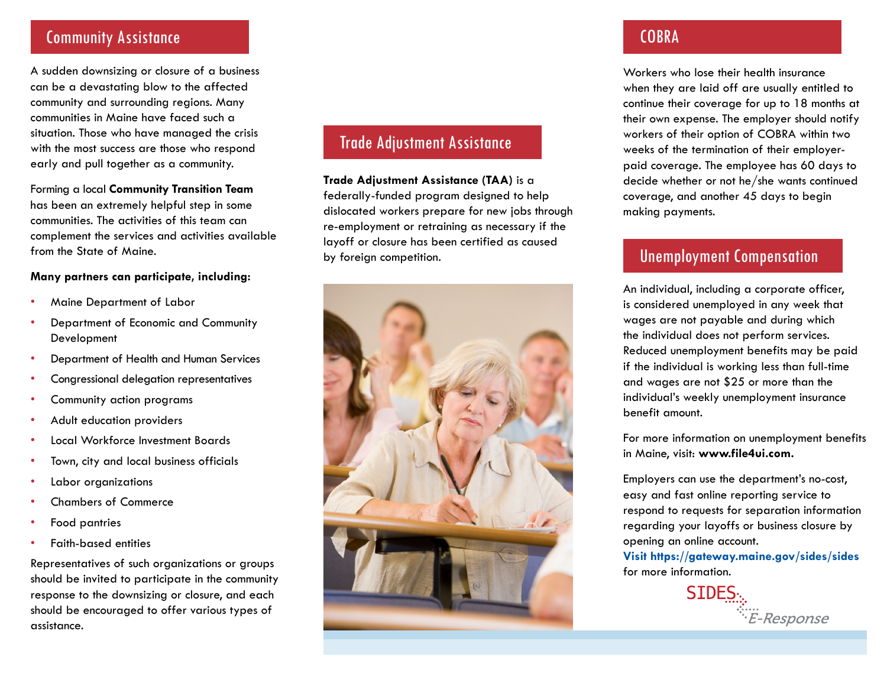## Community Assistance

A sudden downsizing or closure of a business can be a devastating blow to the affected community and surrounding regions. Many communities in Maine have faced such a situation. Those who have managed the crisis with the most success are those who respond early and pull together as a community.

Forming a local **Community Transition Team** has been an extremely helpful step in some communities. The activities of this team can complement the services and activities available from the State of Maine.

**Many partners can participate, including:**

- Maine Department of Labor
- Department of Economic and Community Development
- Department of Health and Human Services
- Congressional delegation representatives
- Community action programs
- Adult education providers
- Local Workforce Investment Boards
- Town, city and local business officials
- Labor organizations
- Chambers of Commerce
- Food pantries
- Faith-based entities

Representatives of such organizations or groups should be invited to participate in the community response to the downsizing or closure, and each should be encouraged to offer various types of assistance.

## Trade Adjustment Assistance

**Trade Adjustment Assistance (TAA)** is a federally-funded program designed to help dislocated workers prepare for new jobs through re-employment or retraining as necessary if the layoff or closure has been certified as caused by foreign competition.

## COBRA

Workers who lose their health insurance when they are laid off are usually entitled to continue their coverage for up to 18 months at their own expense. The employer should notify workers of their option of COBRA within two weeks of the termination of their employer-paid coverage. The employee has 60 days to decide whether or not he/she wants continued coverage, and another 45 days to begin making payments.

## Unemployment Compensation

An individual, including a corporate officer, is considered unemployed in any week that wages are not payable and during which the individual does not perform services. Reduced unemployment benefits may be paid if the individual is working less than full-time and wages are not $25 or more than the individual's weekly unemployment insurance benefit amount.

For more information on unemployment benefits in Maine, visit: **www.file4ui.com.**

Employers can use the department's no-cost, easy and fast online reporting service to respond to requests for separation information regarding your layoffs or business closure by opening an online account.
**Visit https://gateway.maine.gov/sides/sides** for more information.

SIDES E-Response